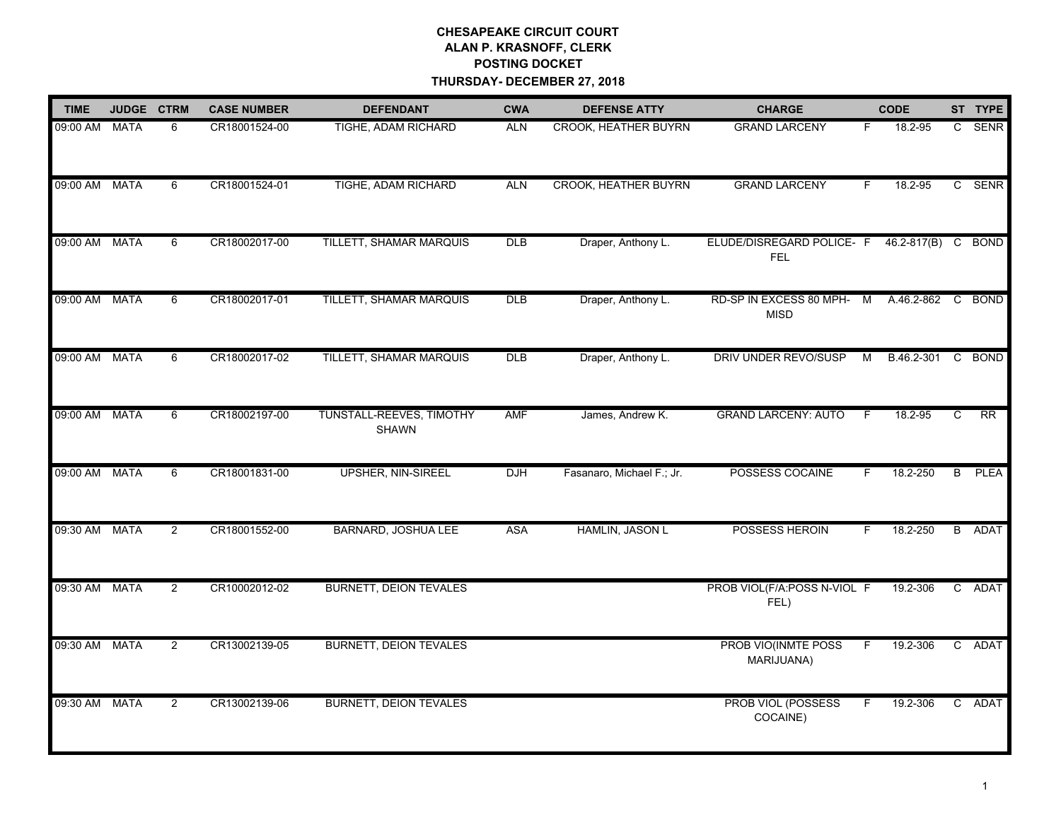# CHESAPEAKE CIRCUIT COURT
## ALAN P. KRASNOFF, CLERK
## POSTING DOCKET
## THURSDAY- DECEMBER 27, 2018

| TIME | JUDGE | CTRM | CASE NUMBER | DEFENDANT | CWA | DEFENSE ATTY | CHARGE | | CODE | ST | TYPE |
|---|---|---|---|---|---|---|---|---|---|---|---|
| 09:00 AM | MATA | 6 | CR18001524-00 | TIGHE, ADAM RICHARD | ALN | CROOK, HEATHER BUYRN | GRAND LARCENY | F | 18.2-95 | C | SENR |
| 09:00 AM | MATA | 6 | CR18001524-01 | TIGHE, ADAM RICHARD | ALN | CROOK, HEATHER BUYRN | GRAND LARCENY | F | 18.2-95 | C | SENR |
| 09:00 AM | MATA | 6 | CR18002017-00 | TILLETT, SHAMAR MARQUIS | DLB | Draper, Anthony L. | ELUDE/DISREGARD POLICE- FEL | F | 46.2-817(B) | C | BOND |
| 09:00 AM | MATA | 6 | CR18002017-01 | TILLETT, SHAMAR MARQUIS | DLB | Draper, Anthony L. | RD-SP IN EXCESS 80 MPH- MISD | M | A.46.2-862 | C | BOND |
| 09:00 AM | MATA | 6 | CR18002017-02 | TILLETT, SHAMAR MARQUIS | DLB | Draper, Anthony L. | DRIV UNDER REVO/SUSP | M | B.46.2-301 | C | BOND |
| 09:00 AM | MATA | 6 | CR18002197-00 | TUNSTALL-REEVES, TIMOTHY SHAWN | AMF | James, Andrew K. | GRAND LARCENY: AUTO | F | 18.2-95 | C | RR |
| 09:00 AM | MATA | 6 | CR18001831-00 | UPSHER, NIN-SIREEL | DJH | Fasanaro, Michael F.; Jr. | POSSESS COCAINE | F | 18.2-250 | B | PLEA |
| 09:30 AM | MATA | 2 | CR18001552-00 | BARNARD, JOSHUA LEE | ASA | HAMLIN, JASON L | POSSESS HEROIN | F | 18.2-250 | B | ADAT |
| 09:30 AM | MATA | 2 | CR10002012-02 | BURNETT, DEION TEVALES | | | PROB VIOL(F/A:POSS N-VIOL FEL) | F | 19.2-306 | C | ADAT |
| 09:30 AM | MATA | 2 | CR13002139-05 | BURNETT, DEION TEVALES | | | PROB VIO(INMTE POSS MARIJUANA) | F | 19.2-306 | C | ADAT |
| 09:30 AM | MATA | 2 | CR13002139-06 | BURNETT, DEION TEVALES | | | PROB VIOL (POSSESS COCAINE) | F | 19.2-306 | C | ADAT |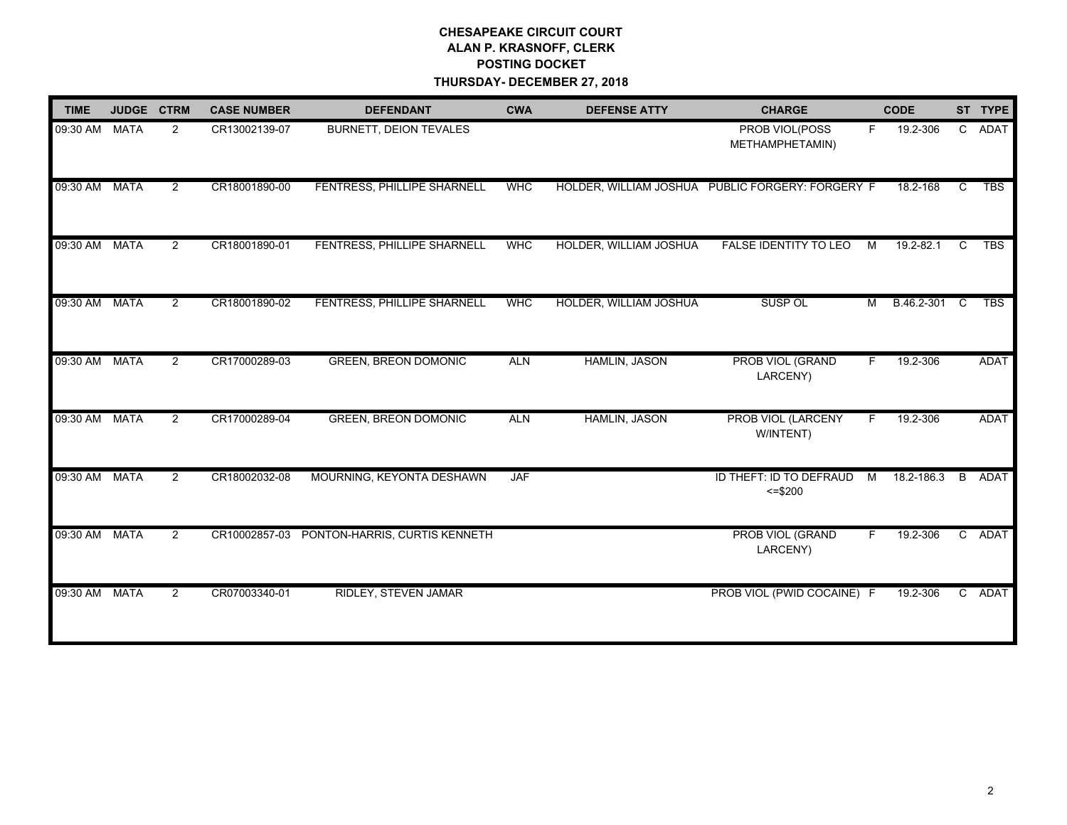**CHESAPEAKE CIRCUIT COURT**
**ALAN P. KRASNOFF, CLERK**
**POSTING DOCKET**
**THURSDAY- DECEMBER 27, 2018**

| TIME | JUDGE | CTRM | CASE NUMBER | DEFENDANT | CWA | DEFENSE ATTY | CHARGE | | CODE | ST | TYPE |
|---|---|---|---|---|---|---|---|---|---|---|---|
| 09:30 AM | MATA | 2 | CR13002139-07 | BURNETT, DEION TEVALES | | | PROB VIOL(POSS METHAMPHETAMIN) | F | 19.2-306 | C | ADAT |
| 09:30 AM | MATA | 2 | CR18001890-00 | FENTRESS, PHILLIPE SHARNELL | WHC | HOLDER, WILLIAM JOSHUA | PUBLIC FORGERY: FORGERY | F | 18.2-168 | C | TBS |
| 09:30 AM | MATA | 2 | CR18001890-01 | FENTRESS, PHILLIPE SHARNELL | WHC | HOLDER, WILLIAM JOSHUA | FALSE IDENTITY TO LEO | M | 19.2-82.1 | C | TBS |
| 09:30 AM | MATA | 2 | CR18001890-02 | FENTRESS, PHILLIPE SHARNELL | WHC | HOLDER, WILLIAM JOSHUA | SUSP OL | M | B.46.2-301 | C | TBS |
| 09:30 AM | MATA | 2 | CR17000289-03 | GREEN, BREON DOMONIC | ALN | HAMLIN, JASON | PROB VIOL (GRAND LARCENY) | F | 19.2-306 | | ADAT |
| 09:30 AM | MATA | 2 | CR17000289-04 | GREEN, BREON DOMONIC | ALN | HAMLIN, JASON | PROB VIOL (LARCENY W/INTENT) | F | 19.2-306 | | ADAT |
| 09:30 AM | MATA | 2 | CR18002032-08 | MOURNING, KEYONTA DESHAWN | JAF | | ID THEFT: ID TO DEFRAUD <=$200 | M | 18.2-186.3 | B | ADAT |
| 09:30 AM | MATA | 2 | CR10002857-03 | PONTON-HARRIS, CURTIS KENNETH | | | PROB VIOL (GRAND LARCENY) | F | 19.2-306 | C | ADAT |
| 09:30 AM | MATA | 2 | CR07003340-01 | RIDLEY, STEVEN JAMAR | | | PROB VIOL (PWID COCAINE) | F | 19.2-306 | C | ADAT |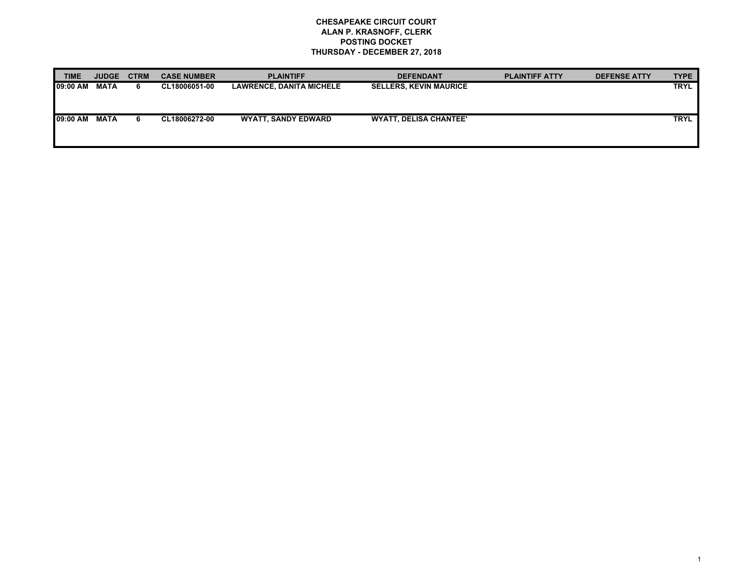**CHESAPEAKE CIRCUIT COURT**
**ALAN P. KRASNOFF, CLERK**
**POSTING DOCKET**
**THURSDAY - DECEMBER 27, 2018**

| TIME | JUDGE | CTRM | CASE NUMBER | PLAINTIFF | DEFENDANT | PLAINTIFF ATTY | DEFENSE ATTY | TYPE |
|---|---|---|---|---|---|---|---|---|
| 09:00 AM | MATA | 6 | CL18006051-00 | LAWRENCE, DANITA MICHELE | SELLERS, KEVIN MAURICE | | | TRYL |
| 09:00 AM | MATA | 6 | CL18006272-00 | WYATT, SANDY EDWARD | WYATT, DELISA CHANTEE' | | | TRYL |